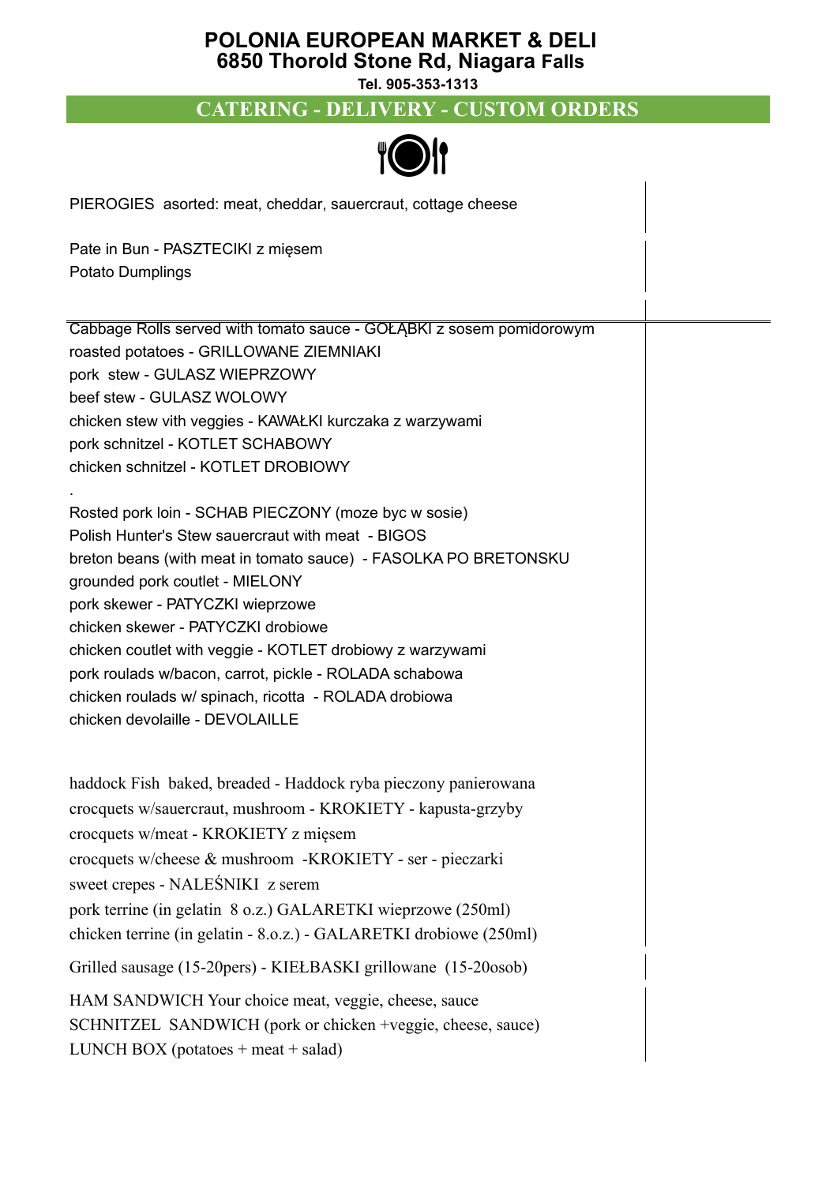# POLONIA EUROPEAN MARKET & DELI

## 6850 Thorold Stone Rd, Niagara Falls

**Tel. 905-353-1313**

## CATERING - DELIVERY - CUSTOM ORDERS

PIEROGIES asorted: meat, cheddar, sauercraut, cottage cheese

Pate in Bun - PASZTECIKI z mięsem
Potato Dumplings

Cabbage Rolls served with tomato sauce - GOŁĄBKI z sosem pomidorowym
roasted potatoes - GRILLOWANE ZIEMNIAKI
pork stew - GULASZ WIEPRZOWY
beef stew - GULASZ WOLOWY
chicken stew vith veggies - KAWAŁKI kurczaka z warzywami
pork schnitzel - KOTLET SCHABOWY
chicken schnitzel - KOTLET DROBIOWY
.
Rosted pork loin - SCHAB PIECZONY (moze byc w sosie)
Polish Hunter's Stew sauercraut with meat - BIGOS
breton beans (with meat in tomato sauce) - FASOLKA PO BRETONSKU
grounded pork coutlet - MIELONY
pork skewer - PATYCZKI wieprzowe
chicken skewer - PATYCZKI drobiowe
chicken coutlet with veggie - KOTLET drobiowy z warzywami
pork roulads w/bacon, carrot, pickle - ROLADA schabowa
chicken roulads w/ spinach, ricotta - ROLADA drobiowa
chicken devolaille - DEVOLAILLE

haddock Fish baked, breaded - Haddock ryba pieczony panierowana
crocquets w/sauercraut, mushroom - KROKIETY - kapusta-grzyby
crocquets w/meat - KROKIETY z mięsem
crocquets w/cheese & mushroom -KROKIETY - ser - pieczarki
sweet crepes - NALEŚNIKI z serem
pork terrine (in gelatin 8 o.z.) GALARETKI wieprzowe (250ml)
chicken terrine (in gelatin - 8.o.z.) - GALARETKI drobiowe (250ml)

Grilled sausage (15-20pers) - KIEŁBASKI grillowane (15-20osob)

HAM SANDWICH Your choice meat, veggie, cheese, sauce
SCHNITZEL SANDWICH (pork or chicken +veggie, cheese, sauce)
LUNCH BOX (potatoes + meat + salad)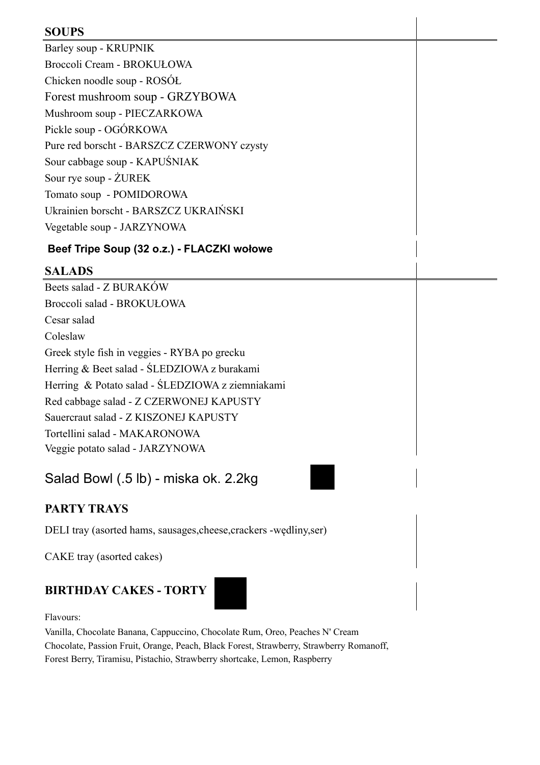## SOUPS

Barley soup - KRUPNIK
Broccoli Cream - BROKUŁOWA
Chicken noodle soup - ROSÓŁ
Forest mushroom soup - GRZYBOWA
Mushroom soup - PIECZARKOWA
Pickle soup - OGÓRKOWA
Pure red borscht - BARSZCZ CZERWONY czysty
Sour cabbage soup - KAPUŚNIAK
Sour rye soup - ŻUREK
Tomato soup - POMIDOROWA
Ukrainien borscht - BARSZCZ UKRAIŃSKI
Vegetable soup - JARZYNOWA

**Beef Tripe Soup (32 o.z.) - FLACZKI wołowe**

## SALADS

Beets salad - Z BURAKÓW
Broccoli salad - BROKUŁOWA
Cesar salad
Coleslaw
Greek style fish in veggies - RYBA po grecku
Herring & Beet salad - ŚLEDZIOWA z burakami
Herring & Potato salad - ŚLEDZIOWA z ziemniakami
Red cabbage salad - Z CZERWONEJ KAPUSTY
Sauercraut salad - Z KISZONEJ KAPUSTY
Tortellini salad - MAKARONOWA
Veggie potato salad - JARZYNOWA

Salad Bowl (.5 lb) - miska ok. 2.2kg

## PARTY TRAYS

DELI tray (asorted hams, sausages,cheese,crackers -wędliny,ser)

CAKE tray (asorted cakes)

## BIRTHDAY CAKES - TORTY

Flavours:

Vanilla, Chocolate Banana, Cappuccino, Chocolate Rum, Oreo, Peaches N' Cream Chocolate, Passion Fruit, Orange, Peach, Black Forest, Strawberry, Strawberry Romanoff, Forest Berry, Tiramisu, Pistachio, Strawberry shortcake, Lemon, Raspberry